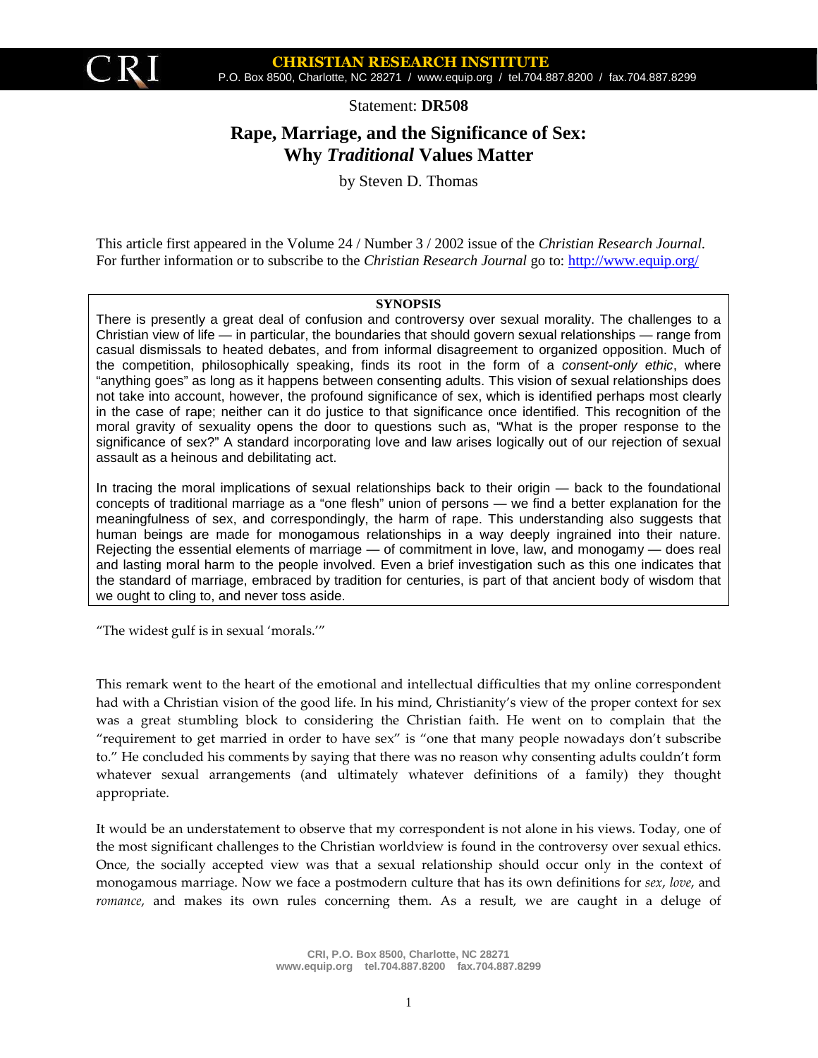Statement: **DR508**

# Rape, Marriage, and the Significance of Sex: Why *Traditional* Values Matter

by Steven D. Thomas

This article first appeared in the Volume 24 / Number 3 / 2002 issue of the *Christian Research Journal*. For further information or to subscribe to the *Christian Research Journal* go to: http://www.equip.org/

**SYNOPSIS**

There is presently a great deal of confusion and controversy over sexual morality. The challenges to a Christian view of life — in particular, the boundaries that should govern sexual relationships — range from casual dismissals to heated debates, and from informal disagreement to organized opposition. Much of the competition, philosophically speaking, finds its root in the form of a *consent-only ethic*, where "anything goes" as long as it happens between consenting adults. This vision of sexual relationships does not take into account, however, the profound significance of sex, which is identified perhaps most clearly in the case of rape; neither can it do justice to that significance once identified. This recognition of the moral gravity of sexuality opens the door to questions such as, "What is the proper response to the significance of sex?" A standard incorporating love and law arises logically out of our rejection of sexual assault as a heinous and debilitating act.

In tracing the moral implications of sexual relationships back to their origin — back to the foundational concepts of traditional marriage as a "one flesh" union of persons — we find a better explanation for the meaningfulness of sex, and correspondingly, the harm of rape. This understanding also suggests that human beings are made for monogamous relationships in a way deeply ingrained into their nature. Rejecting the essential elements of marriage — of commitment in love, law, and monogamy — does real and lasting moral harm to the people involved. Even a brief investigation such as this one indicates that the standard of marriage, embraced by tradition for centuries, is part of that ancient body of wisdom that we ought to cling to, and never toss aside.

"The widest gulf is in sexual 'morals.'"

This remark went to the heart of the emotional and intellectual difficulties that my online correspondent had with a Christian vision of the good life. In his mind, Christianity's view of the proper context for sex was a great stumbling block to considering the Christian faith. He went on to complain that the "requirement to get married in order to have sex" is "one that many people nowadays don't subscribe to." He concluded his comments by saying that there was no reason why consenting adults couldn't form whatever sexual arrangements (and ultimately whatever definitions of a family) they thought appropriate.

It would be an understatement to observe that my correspondent is not alone in his views. Today, one of the most significant challenges to the Christian worldview is found in the controversy over sexual ethics. Once, the socially accepted view was that a sexual relationship should occur only in the context of monogamous marriage. Now we face a postmodern culture that has its own definitions for *sex*, *love*, and *romance*, and makes its own rules concerning them. As a result, we are caught in a deluge of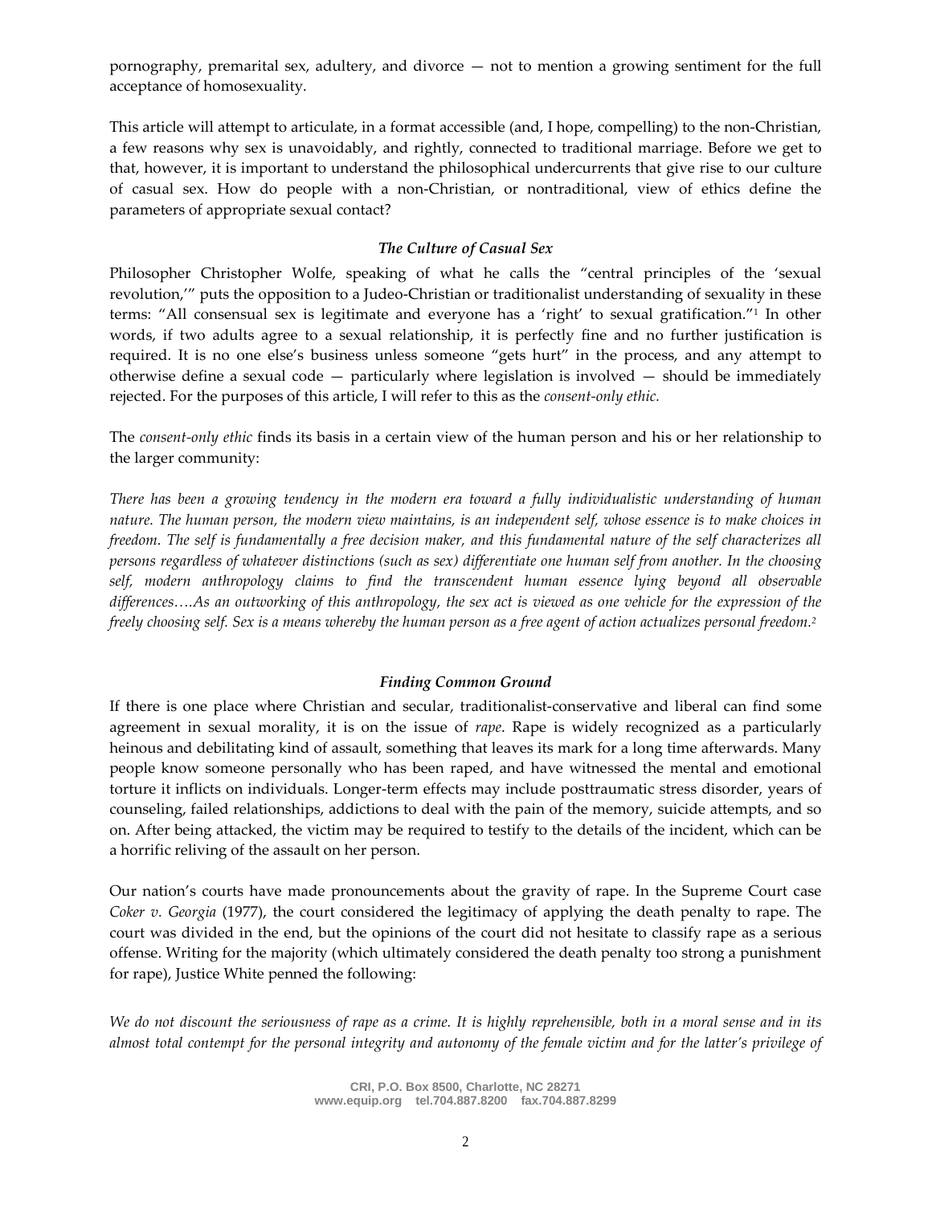pornography, premarital sex, adultery, and divorce — not to mention a growing sentiment for the full acceptance of homosexuality.

This article will attempt to articulate, in a format accessible (and, I hope, compelling) to the non-Christian, a few reasons why sex is unavoidably, and rightly, connected to traditional marriage. Before we get to that, however, it is important to understand the philosophical undercurrents that give rise to our culture of casual sex. How do people with a non-Christian, or nontraditional, view of ethics define the parameters of appropriate sexual contact?

### *The Culture of Casual Sex*

Philosopher Christopher Wolfe, speaking of what he calls the "central principles of the 'sexual revolution,'" puts the opposition to a Judeo-Christian or traditionalist understanding of sexuality in these terms: "All consensual sex is legitimate and everyone has a 'right' to sexual gratification."[1] In other words, if two adults agree to a sexual relationship, it is perfectly fine and no further justification is required. It is no one else's business unless someone "gets hurt" in the process, and any attempt to otherwise define a sexual code — particularly where legislation is involved — should be immediately rejected. For the purposes of this article, I will refer to this as the *consent-only ethic.*

The *consent-only ethic* finds its basis in a certain view of the human person and his or her relationship to the larger community:

*There has been a growing tendency in the modern era toward a fully individualistic understanding of human nature. The human person, the modern view maintains, is an independent self, whose essence is to make choices in freedom. The self is fundamentally a free decision maker, and this fundamental nature of the self characterizes all persons regardless of whatever distinctions (such as sex) differentiate one human self from another. In the choosing self, modern anthropology claims to find the transcendent human essence lying beyond all observable differences….As an outworking of this anthropology, the sex act is viewed as one vehicle for the expression of the freely choosing self. Sex is a means whereby the human person as a free agent of action actualizes personal freedom.*[2]

### *Finding Common Ground*

If there is one place where Christian and secular, traditionalist-conservative and liberal can find some agreement in sexual morality, it is on the issue of *rape*. Rape is widely recognized as a particularly heinous and debilitating kind of assault, something that leaves its mark for a long time afterwards. Many people know someone personally who has been raped, and have witnessed the mental and emotional torture it inflicts on individuals. Longer-term effects may include posttraumatic stress disorder, years of counseling, failed relationships, addictions to deal with the pain of the memory, suicide attempts, and so on. After being attacked, the victim may be required to testify to the details of the incident, which can be a horrific reliving of the assault on her person.

Our nation's courts have made pronouncements about the gravity of rape. In the Supreme Court case *Coker v. Georgia* (1977), the court considered the legitimacy of applying the death penalty to rape. The court was divided in the end, but the opinions of the court did not hesitate to classify rape as a serious offense. Writing for the majority (which ultimately considered the death penalty too strong a punishment for rape), Justice White penned the following:

*We do not discount the seriousness of rape as a crime. It is highly reprehensible, both in a moral sense and in its almost total contempt for the personal integrity and autonomy of the female victim and for the latter's privilege of*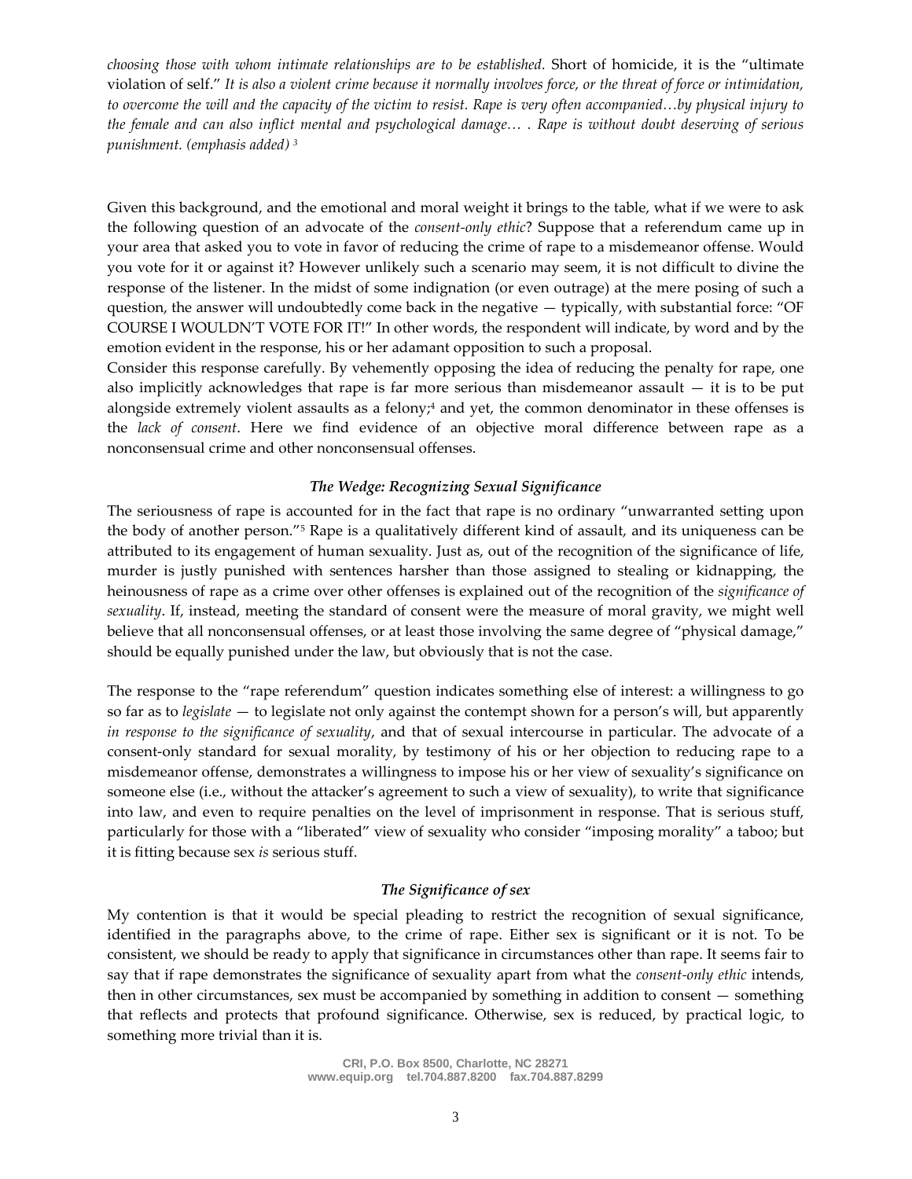*choosing those with whom intimate relationships are to be established.* Short of homicide, it is the "ultimate violation of self." *It is also a violent crime because it normally involves force, or the threat of force or intimidation, to overcome the will and the capacity of the victim to resist. Rape is very often accompanied…by physical injury to the female and can also inflict mental and psychological damage… . Rape is without doubt deserving of serious punishment. (emphasis added)* [3]

Given this background, and the emotional and moral weight it brings to the table, what if we were to ask the following question of an advocate of the *consent-only ethic*? Suppose that a referendum came up in your area that asked you to vote in favor of reducing the crime of rape to a misdemeanor offense. Would you vote for it or against it? However unlikely such a scenario may seem, it is not difficult to divine the response of the listener. In the midst of some indignation (or even outrage) at the mere posing of such a question, the answer will undoubtedly come back in the negative — typically, with substantial force: "OF COURSE I WOULDN'T VOTE FOR IT!" In other words, the respondent will indicate, by word and by the emotion evident in the response, his or her adamant opposition to such a proposal.

Consider this response carefully. By vehemently opposing the idea of reducing the penalty for rape, one also implicitly acknowledges that rape is far more serious than misdemeanor assault — it is to be put alongside extremely violent assaults as a felony;[4] and yet, the common denominator in these offenses is the *lack of consent*. Here we find evidence of an objective moral difference between rape as a nonconsensual crime and other nonconsensual offenses.

### *The Wedge: Recognizing Sexual Significance*

The seriousness of rape is accounted for in the fact that rape is no ordinary "unwarranted setting upon the body of another person."[5] Rape is a qualitatively different kind of assault, and its uniqueness can be attributed to its engagement of human sexuality. Just as, out of the recognition of the significance of life, murder is justly punished with sentences harsher than those assigned to stealing or kidnapping, the heinousness of rape as a crime over other offenses is explained out of the recognition of the *significance of sexuality*. If, instead, meeting the standard of consent were the measure of moral gravity, we might well believe that all nonconsensual offenses, or at least those involving the same degree of "physical damage," should be equally punished under the law, but obviously that is not the case.

The response to the "rape referendum" question indicates something else of interest: a willingness to go so far as to *legislate* — to legislate not only against the contempt shown for a person's will, but apparently *in response to the significance of sexuality*, and that of sexual intercourse in particular. The advocate of a consent-only standard for sexual morality, by testimony of his or her objection to reducing rape to a misdemeanor offense, demonstrates a willingness to impose his or her view of sexuality's significance on someone else (i.e., without the attacker's agreement to such a view of sexuality), to write that significance into law, and even to require penalties on the level of imprisonment in response. That is serious stuff, particularly for those with a "liberated" view of sexuality who consider "imposing morality" a taboo; but it is fitting because sex *is* serious stuff.

### *The Significance of sex*

My contention is that it would be special pleading to restrict the recognition of sexual significance, identified in the paragraphs above, to the crime of rape. Either sex is significant or it is not. To be consistent, we should be ready to apply that significance in circumstances other than rape. It seems fair to say that if rape demonstrates the significance of sexuality apart from what the *consent-only ethic* intends, then in other circumstances, sex must be accompanied by something in addition to consent — something that reflects and protects that profound significance. Otherwise, sex is reduced, by practical logic, to something more trivial than it is.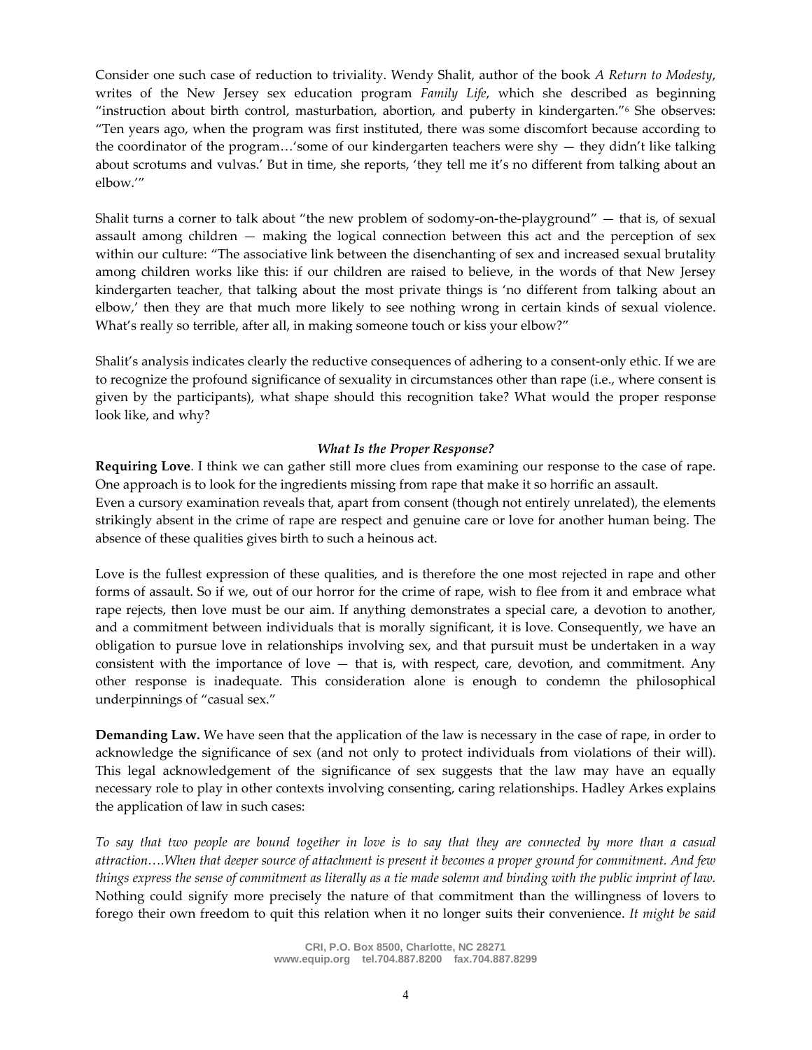Consider one such case of reduction to triviality. Wendy Shalit, author of the book *A Return to Modesty*, writes of the New Jersey sex education program *Family Life*, which she described as beginning "instruction about birth control, masturbation, abortion, and puberty in kindergarten."[6] She observes: "Ten years ago, when the program was first instituted, there was some discomfort because according to the coordinator of the program…'some of our kindergarten teachers were shy — they didn't like talking about scrotums and vulvas.' But in time, she reports, 'they tell me it's no different from talking about an elbow.'"

Shalit turns a corner to talk about "the new problem of sodomy-on-the-playground" — that is, of sexual assault among children — making the logical connection between this act and the perception of sex within our culture: "The associative link between the disenchanting of sex and increased sexual brutality among children works like this: if our children are raised to believe, in the words of that New Jersey kindergarten teacher, that talking about the most private things is 'no different from talking about an elbow,' then they are that much more likely to see nothing wrong in certain kinds of sexual violence. What's really so terrible, after all, in making someone touch or kiss your elbow?"

Shalit's analysis indicates clearly the reductive consequences of adhering to a consent-only ethic. If we are to recognize the profound significance of sexuality in circumstances other than rape (i.e., where consent is given by the participants), what shape should this recognition take? What would the proper response look like, and why?

### *What Is the Proper Response?*

**Requiring Love**. I think we can gather still more clues from examining our response to the case of rape. One approach is to look for the ingredients missing from rape that make it so horrific an assault. Even a cursory examination reveals that, apart from consent (though not entirely unrelated), the elements strikingly absent in the crime of rape are respect and genuine care or love for another human being. The absence of these qualities gives birth to such a heinous act.

Love is the fullest expression of these qualities, and is therefore the one most rejected in rape and other forms of assault. So if we, out of our horror for the crime of rape, wish to flee from it and embrace what rape rejects, then love must be our aim. If anything demonstrates a special care, a devotion to another, and a commitment between individuals that is morally significant, it is love. Consequently, we have an obligation to pursue love in relationships involving sex, and that pursuit must be undertaken in a way consistent with the importance of love — that is, with respect, care, devotion, and commitment. Any other response is inadequate. This consideration alone is enough to condemn the philosophical underpinnings of "casual sex."

**Demanding Law.** We have seen that the application of the law is necessary in the case of rape, in order to acknowledge the significance of sex (and not only to protect individuals from violations of their will). This legal acknowledgement of the significance of sex suggests that the law may have an equally necessary role to play in other contexts involving consenting, caring relationships. Hadley Arkes explains the application of law in such cases:

*To say that two people are bound together in love is to say that they are connected by more than a casual attraction….When that deeper source of attachment is present it becomes a proper ground for commitment. And few things express the sense of commitment as literally as a tie made solemn and binding with the public imprint of law.* Nothing could signify more precisely the nature of that commitment than the willingness of lovers to forego their own freedom to quit this relation when it no longer suits their convenience. *It might be said*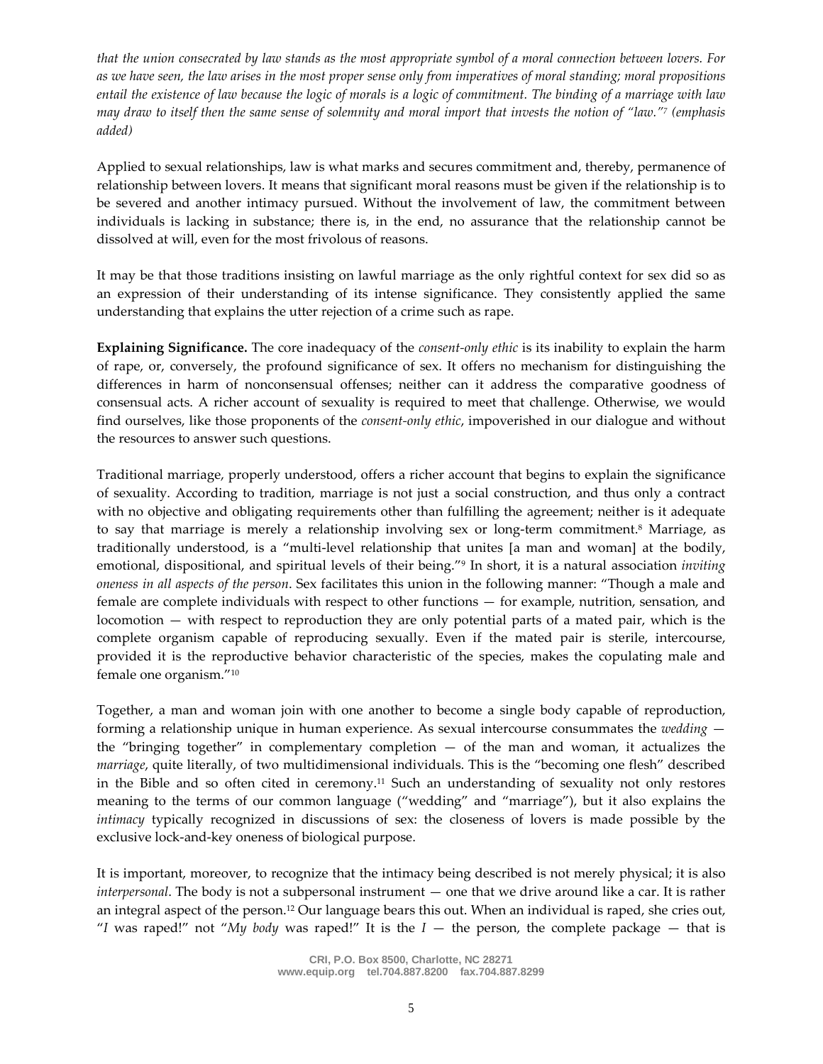*that the union consecrated by law stands as the most appropriate symbol of a moral connection between lovers. For as we have seen, the law arises in the most proper sense only from imperatives of moral standing; moral propositions entail the existence of law because the logic of morals is a logic of commitment. The binding of a marriage with law may draw to itself then the same sense of solemnity and moral import that invests the notion of "law."[7] (emphasis added)*

Applied to sexual relationships, law is what marks and secures commitment and, thereby, permanence of relationship between lovers. It means that significant moral reasons must be given if the relationship is to be severed and another intimacy pursued. Without the involvement of law, the commitment between individuals is lacking in substance; there is, in the end, no assurance that the relationship cannot be dissolved at will, even for the most frivolous of reasons.

It may be that those traditions insisting on lawful marriage as the only rightful context for sex did so as an expression of their understanding of its intense significance. They consistently applied the same understanding that explains the utter rejection of a crime such as rape.

**Explaining Significance.** The core inadequacy of the *consent-only ethic* is its inability to explain the harm of rape, or, conversely, the profound significance of sex. It offers no mechanism for distinguishing the differences in harm of nonconsensual offenses; neither can it address the comparative goodness of consensual acts. A richer account of sexuality is required to meet that challenge. Otherwise, we would find ourselves, like those proponents of the *consent-only ethic*, impoverished in our dialogue and without the resources to answer such questions.

Traditional marriage, properly understood, offers a richer account that begins to explain the significance of sexuality. According to tradition, marriage is not just a social construction, and thus only a contract with no objective and obligating requirements other than fulfilling the agreement; neither is it adequate to say that marriage is merely a relationship involving sex or long-term commitment.[8] Marriage, as traditionally understood, is a "multi-level relationship that unites [a man and woman] at the bodily, emotional, dispositional, and spiritual levels of their being."[9] In short, it is a natural association *inviting oneness in all aspects of the person*. Sex facilitates this union in the following manner: "Though a male and female are complete individuals with respect to other functions — for example, nutrition, sensation, and locomotion — with respect to reproduction they are only potential parts of a mated pair, which is the complete organism capable of reproducing sexually. Even if the mated pair is sterile, intercourse, provided it is the reproductive behavior characteristic of the species, makes the copulating male and female one organism."[10]

Together, a man and woman join with one another to become a single body capable of reproduction, forming a relationship unique in human experience. As sexual intercourse consummates the *wedding* — the "bringing together" in complementary completion — of the man and woman, it actualizes the *marriage*, quite literally, of two multidimensional individuals. This is the "becoming one flesh" described in the Bible and so often cited in ceremony.[11] Such an understanding of sexuality not only restores meaning to the terms of our common language ("wedding" and "marriage"), but it also explains the *intimacy* typically recognized in discussions of sex: the closeness of lovers is made possible by the exclusive lock-and-key oneness of biological purpose.

It is important, moreover, to recognize that the intimacy being described is not merely physical; it is also *interpersonal*. The body is not a subpersonal instrument — one that we drive around like a car. It is rather an integral aspect of the person.[12] Our language bears this out. When an individual is raped, she cries out, "*I* was raped!" not "*My body* was raped!" It is the *I* — the person, the complete package — that is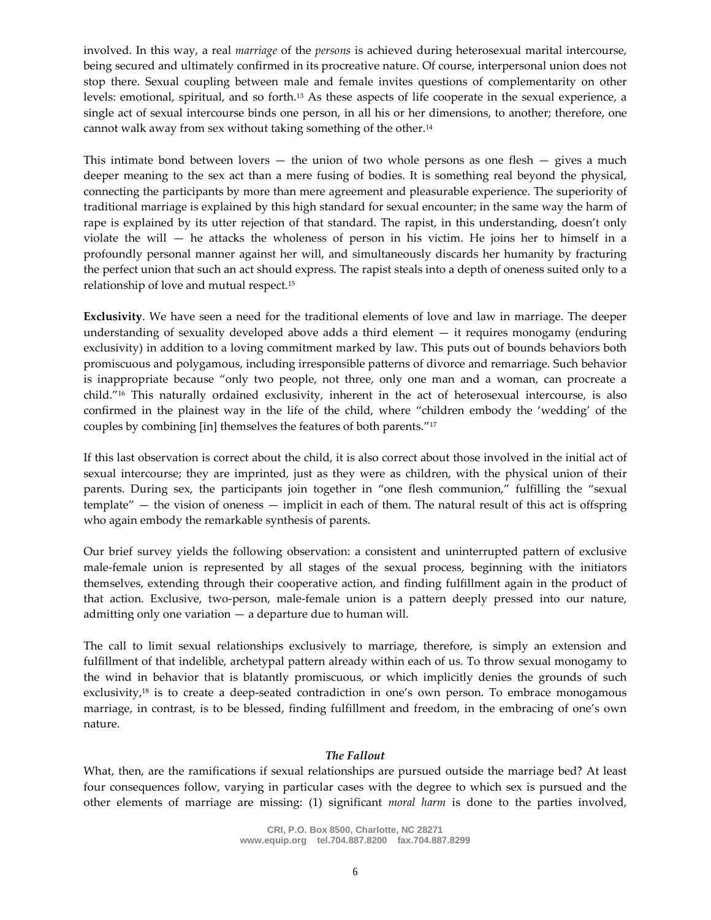involved. In this way, a real *marriage* of the *persons* is achieved during heterosexual marital intercourse, being secured and ultimately confirmed in its procreative nature. Of course, interpersonal union does not stop there. Sexual coupling between male and female invites questions of complementarity on other levels: emotional, spiritual, and so forth.[13] As these aspects of life cooperate in the sexual experience, a single act of sexual intercourse binds one person, in all his or her dimensions, to another; therefore, one cannot walk away from sex without taking something of the other.[14]

This intimate bond between lovers — the union of two whole persons as one flesh — gives a much deeper meaning to the sex act than a mere fusing of bodies. It is something real beyond the physical, connecting the participants by more than mere agreement and pleasurable experience. The superiority of traditional marriage is explained by this high standard for sexual encounter; in the same way the harm of rape is explained by its utter rejection of that standard. The rapist, in this understanding, doesn't only violate the will — he attacks the wholeness of person in his victim. He joins her to himself in a profoundly personal manner against her will, and simultaneously discards her humanity by fracturing the perfect union that such an act should express. The rapist steals into a depth of oneness suited only to a relationship of love and mutual respect.[15]

**Exclusivity**. We have seen a need for the traditional elements of love and law in marriage. The deeper understanding of sexuality developed above adds a third element — it requires monogamy (enduring exclusivity) in addition to a loving commitment marked by law. This puts out of bounds behaviors both promiscuous and polygamous, including irresponsible patterns of divorce and remarriage. Such behavior is inappropriate because "only two people, not three, only one man and a woman, can procreate a child."[16] This naturally ordained exclusivity, inherent in the act of heterosexual intercourse, is also confirmed in the plainest way in the life of the child, where "children embody the 'wedding' of the couples by combining [in] themselves the features of both parents."[17]

If this last observation is correct about the child, it is also correct about those involved in the initial act of sexual intercourse; they are imprinted, just as they were as children, with the physical union of their parents. During sex, the participants join together in "one flesh communion," fulfilling the "sexual template" — the vision of oneness — implicit in each of them. The natural result of this act is offspring who again embody the remarkable synthesis of parents.

Our brief survey yields the following observation: a consistent and uninterrupted pattern of exclusive male-female union is represented by all stages of the sexual process, beginning with the initiators themselves, extending through their cooperative action, and finding fulfillment again in the product of that action. Exclusive, two-person, male-female union is a pattern deeply pressed into our nature, admitting only one variation — a departure due to human will.

The call to limit sexual relationships exclusively to marriage, therefore, is simply an extension and fulfillment of that indelible, archetypal pattern already within each of us. To throw sexual monogamy to the wind in behavior that is blatantly promiscuous, or which implicitly denies the grounds of such exclusivity,[18] is to create a deep-seated contradiction in one's own person. To embrace monogamous marriage, in contrast, is to be blessed, finding fulfillment and freedom, in the embracing of one's own nature.

### *The Fallout*

What, then, are the ramifications if sexual relationships are pursued outside the marriage bed? At least four consequences follow, varying in particular cases with the degree to which sex is pursued and the other elements of marriage are missing: (1) significant *moral harm* is done to the parties involved,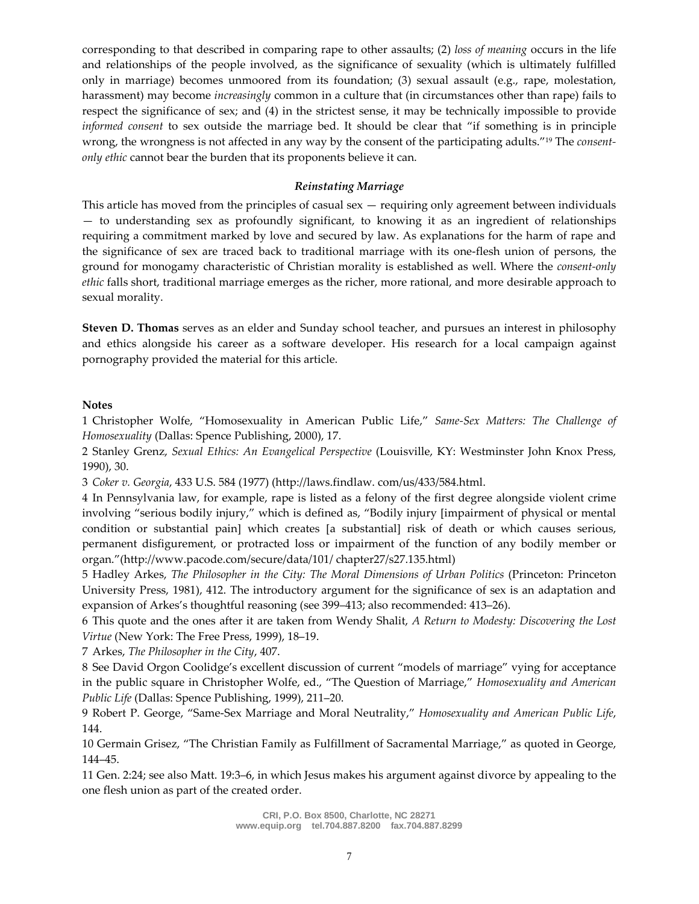corresponding to that described in comparing rape to other assaults; (2) *loss of meaning* occurs in the life and relationships of the people involved, as the significance of sexuality (which is ultimately fulfilled only in marriage) becomes unmoored from its foundation; (3) sexual assault (e.g., rape, molestation, harassment) may become *increasingly* common in a culture that (in circumstances other than rape) fails to respect the significance of sex; and (4) in the strictest sense, it may be technically impossible to provide *informed consent* to sex outside the marriage bed. It should be clear that "if something is in principle wrong, the wrongness is not affected in any way by the consent of the participating adults."[19] The *consent-only ethic* cannot bear the burden that its proponents believe it can.

### *Reinstating Marriage*

This article has moved from the principles of casual sex — requiring only agreement between individuals — to understanding sex as profoundly significant, to knowing it as an ingredient of relationships requiring a commitment marked by love and secured by law. As explanations for the harm of rape and the significance of sex are traced back to traditional marriage with its one-flesh union of persons, the ground for monogamy characteristic of Christian morality is established as well. Where the *consent-only ethic* falls short, traditional marriage emerges as the richer, more rational, and more desirable approach to sexual morality.

**Steven D. Thomas** serves as an elder and Sunday school teacher, and pursues an interest in philosophy and ethics alongside his career as a software developer. His research for a local campaign against pornography provided the material for this article.

**Notes**

1 Christopher Wolfe, "Homosexuality in American Public Life," *Same-Sex Matters: The Challenge of Homosexuality* (Dallas: Spence Publishing, 2000), 17.

2 Stanley Grenz, *Sexual Ethics: An Evangelical Perspective* (Louisville, KY: Westminster John Knox Press, 1990), 30.

3 *Coker v. Georgia*, 433 U.S. 584 (1977) (http://laws.findlaw. com/us/433/584.html.

4 In Pennsylvania law, for example, rape is listed as a felony of the first degree alongside violent crime involving "serious bodily injury," which is defined as, "Bodily injury [impairment of physical or mental condition or substantial pain] which creates [a substantial] risk of death or which causes serious, permanent disfigurement, or protracted loss or impairment of the function of any bodily member or organ."(http://www.pacode.com/secure/data/101/ chapter27/s27.135.html)

5 Hadley Arkes, *The Philosopher in the City: The Moral Dimensions of Urban Politics* (Princeton: Princeton University Press, 1981), 412. The introductory argument for the significance of sex is an adaptation and expansion of Arkes's thoughtful reasoning (see 399–413; also recommended: 413–26).

6 This quote and the ones after it are taken from Wendy Shalit, *A Return to Modesty: Discovering the Lost Virtue* (New York: The Free Press, 1999), 18–19.

7 Arkes, *The Philosopher in the City*, 407.

8 See David Orgon Coolidge's excellent discussion of current "models of marriage" vying for acceptance in the public square in Christopher Wolfe, ed., "The Question of Marriage," *Homosexuality and American Public Life* (Dallas: Spence Publishing, 1999), 211–20.

9 Robert P. George, "Same-Sex Marriage and Moral Neutrality," *Homosexuality and American Public Life*, 144.

10 Germain Grisez, "The Christian Family as Fulfillment of Sacramental Marriage," as quoted in George, 144–45.

11 Gen. 2:24; see also Matt. 19:3–6, in which Jesus makes his argument against divorce by appealing to the one flesh union as part of the created order.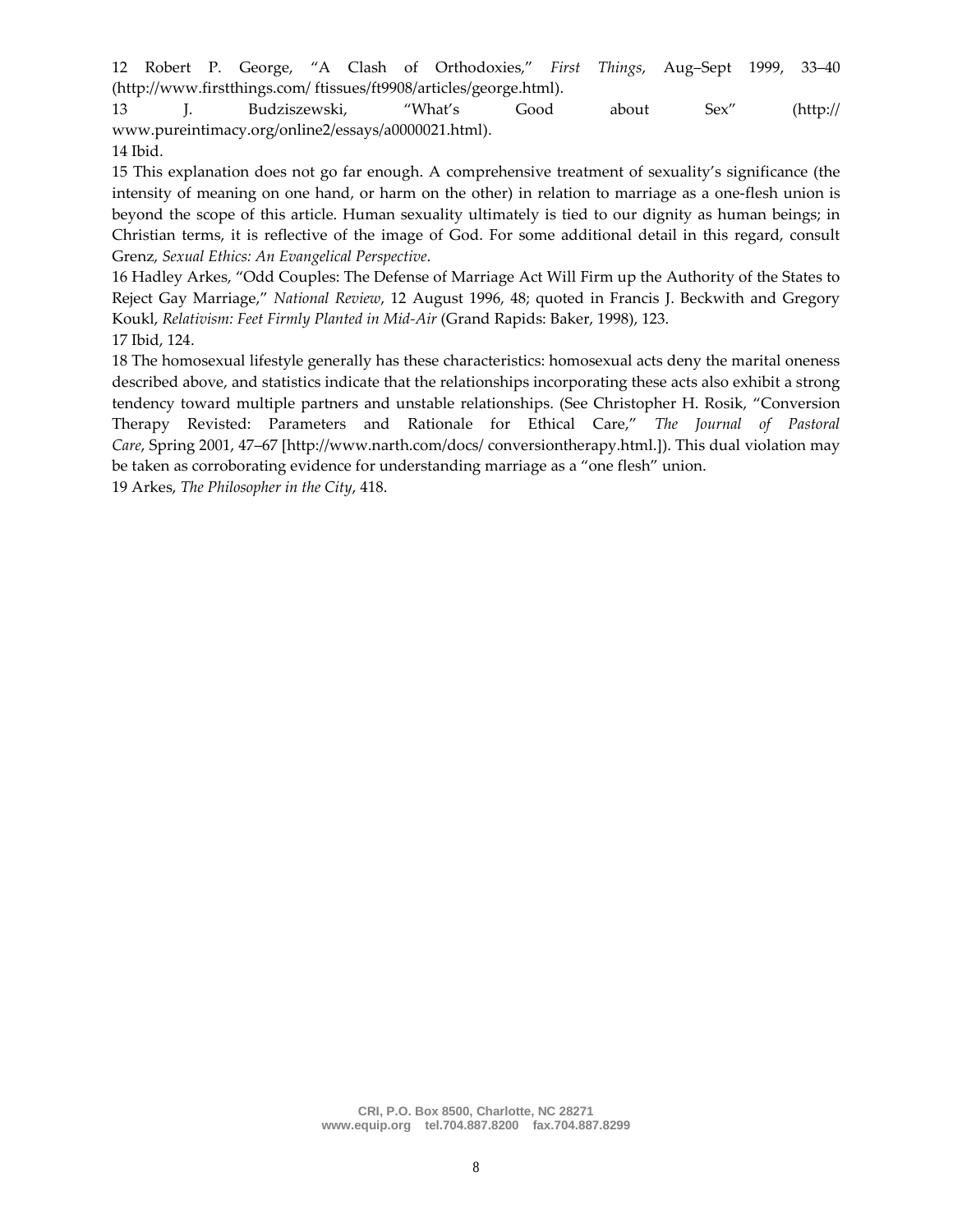12 Robert P. George, "A Clash of Orthodoxies," *First Things*, Aug–Sept 1999, 33–40 (http://www.firstthings.com/ ftissues/ft9908/articles/george.html).

13 J. Budziszewski, "What's Good about Sex" (http:// www.pureintimacy.org/online2/essays/a0000021.html).

14 Ibid.

15 This explanation does not go far enough. A comprehensive treatment of sexuality's significance (the intensity of meaning on one hand, or harm on the other) in relation to marriage as a one-flesh union is beyond the scope of this article. Human sexuality ultimately is tied to our dignity as human beings; in Christian terms, it is reflective of the image of God. For some additional detail in this regard, consult Grenz, *Sexual Ethics: An Evangelical Perspective*.

16 Hadley Arkes, "Odd Couples: The Defense of Marriage Act Will Firm up the Authority of the States to Reject Gay Marriage," *National Review*, 12 August 1996, 48; quoted in Francis J. Beckwith and Gregory Koukl, *Relativism: Feet Firmly Planted in Mid-Air* (Grand Rapids: Baker, 1998), 123.

17 Ibid, 124.

18 The homosexual lifestyle generally has these characteristics: homosexual acts deny the marital oneness described above, and statistics indicate that the relationships incorporating these acts also exhibit a strong tendency toward multiple partners and unstable relationships. (See Christopher H. Rosik, "Conversion Therapy Revisted: Parameters and Rationale for Ethical Care," *The Journal of Pastoral Care*, Spring 2001, 47–67 [http://www.narth.com/docs/ conversiontherapy.html.]). This dual violation may be taken as corroborating evidence for understanding marriage as a "one flesh" union.

19 Arkes, *The Philosopher in the City*, 418.